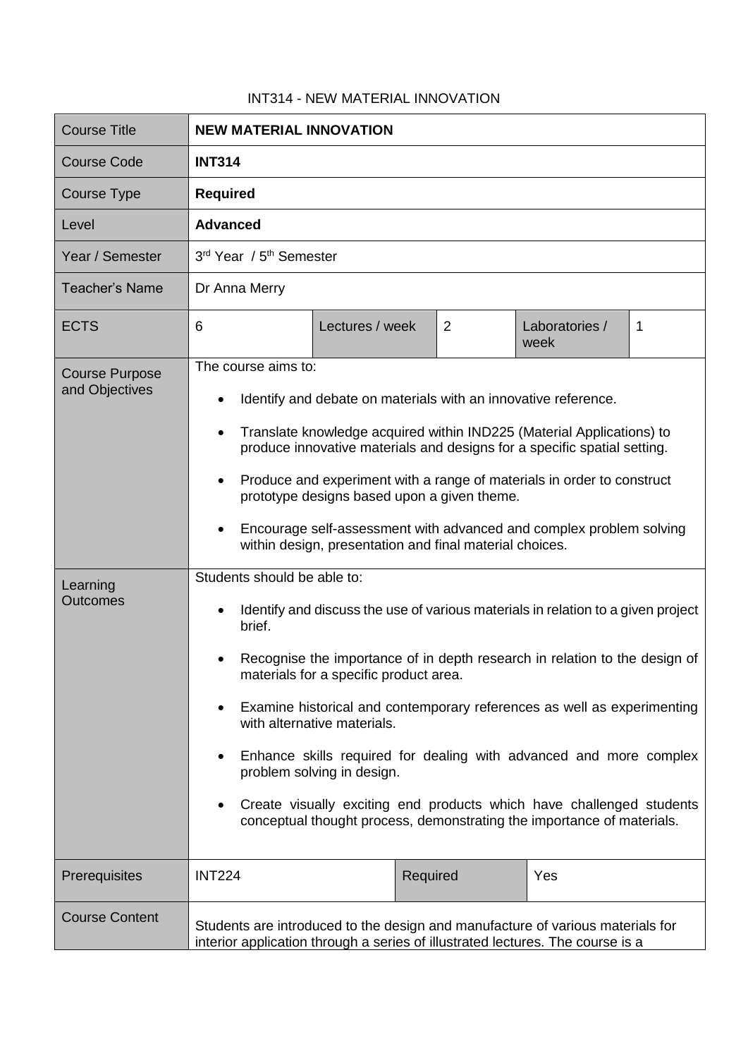# INT314 - NEW MATERIAL INNOVATION

| Course Title | **NEW MATERIAL INNOVATION** | | | | |
|---|---|---|---|---|---|
| Course Code | **INT314** | | | | |
| Course Type | **Required** | | | | |
| Level | **Advanced** | | | | |
| Year / Semester | 3rd Year / 5th Semester | | | | |
| Teacher's Name | Dr Anna Merry | | | | |
| ECTS | 6 | Lectures / week | 2 | Laboratories / week | 1 |
| Course Purpose and Objectives | The course aims to:<br>• Identify and debate on materials with an innovative reference.<br>• Translate knowledge acquired within IND225 (Material Applications) to produce innovative materials and designs for a specific spatial setting.<br>• Produce and experiment with a range of materials in order to construct prototype designs based upon a given theme.<br>• Encourage self-assessment with advanced and complex problem solving within design, presentation and final material choices. | | | | |
| Learning Outcomes | Students should be able to:<br>• Identify and discuss the use of various materials in relation to a given project brief.<br>• Recognise the importance of in depth research in relation to the design of materials for a specific product area.<br>• Examine historical and contemporary references as well as experimenting with alternative materials.<br>• Enhance skills required for dealing with advanced and more complex problem solving in design.<br>• Create visually exciting end products which have challenged students conceptual thought process, demonstrating the importance of materials. | | | | |
| Prerequisites | INT224 | | Required | Yes | |
| Course Content | Students are introduced to the design and manufacture of various materials for interior application through a series of illustrated lectures. The course is a | | | | |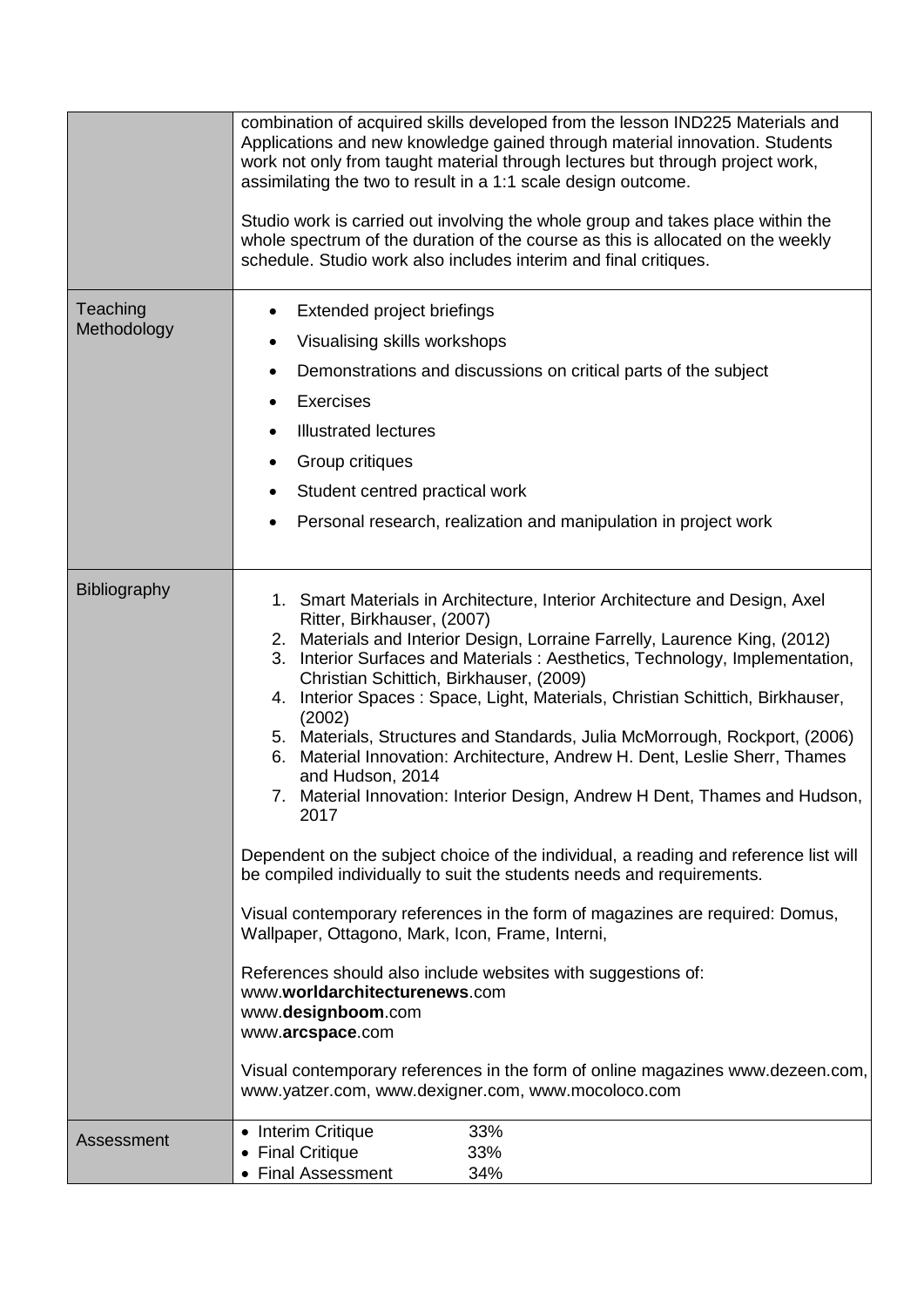| | |
|---|---|
| | combination of acquired skills developed from the lesson IND225 Materials and Applications and new knowledge gained through material innovation. Students work not only from taught material through lectures but through project work, assimilating the two to result in a 1:1 scale design outcome.<br><br>Studio work is carried out involving the whole group and takes place within the whole spectrum of the duration of the course as this is allocated on the weekly schedule. Studio work also includes interim and final critiques. |
| Teaching Methodology | • Extended project briefings<br>• Visualising skills workshops<br>• Demonstrations and discussions on critical parts of the subject<br>• Exercises<br>• Illustrated lectures<br>• Group critiques<br>• Student centred practical work<br>• Personal research, realization and manipulation in project work |
| Bibliography | 1. Smart Materials in Architecture, Interior Architecture and Design, Axel Ritter, Birkhauser, (2007)<br>2. Materials and Interior Design, Lorraine Farrelly, Laurence King, (2012)<br>3. Interior Surfaces and Materials : Aesthetics, Technology, Implementation, Christian Schittich, Birkhauser, (2009)<br>4. Interior Spaces : Space, Light, Materials, Christian Schittich, Birkhauser, (2002)<br>5. Materials, Structures and Standards, Julia McMorrough, Rockport, (2006)<br>6. Material Innovation: Architecture, Andrew H. Dent, Leslie Sherr, Thames and Hudson, 2014<br>7. Material Innovation: Interior Design, Andrew H Dent, Thames and Hudson, 2017<br><br>Dependent on the subject choice of the individual, a reading and reference list will be compiled individually to suit the students needs and requirements.<br><br>Visual contemporary references in the form of magazines are required: Domus, Wallpaper, Ottagono, Mark, Icon, Frame, Interni,<br><br>References should also include websites with suggestions of:<br>www.**worldarchitecturenews**.com<br>www.**designboom**.com<br>www.**arcspace**.com<br><br>Visual contemporary references in the form of online magazines www.dezeen.com, www.yatzer.com, www.dexigner.com, www.mocoloco.com |
| Assessment | • Interim Critique 33%<br>• Final Critique 33%<br>• Final Assessment 34% |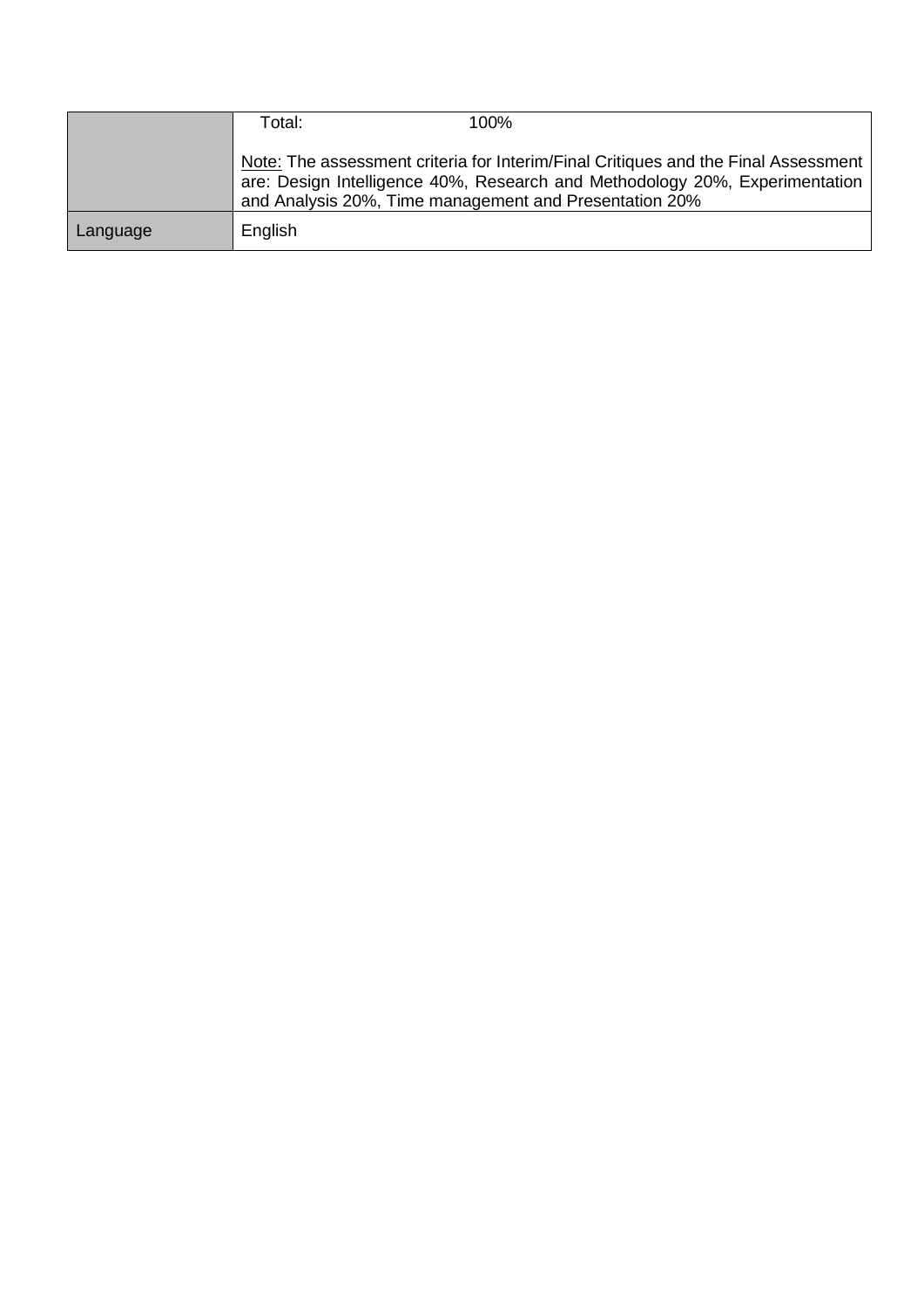| | |
|---|---|
| | Total: 100%<br><br><u>Note:</u> The assessment criteria for Interim/Final Critiques and the Final Assessment are: Design Intelligence 40%, Research and Methodology 20%, Experimentation and Analysis 20%, Time management and Presentation 20% |
| Language | English |